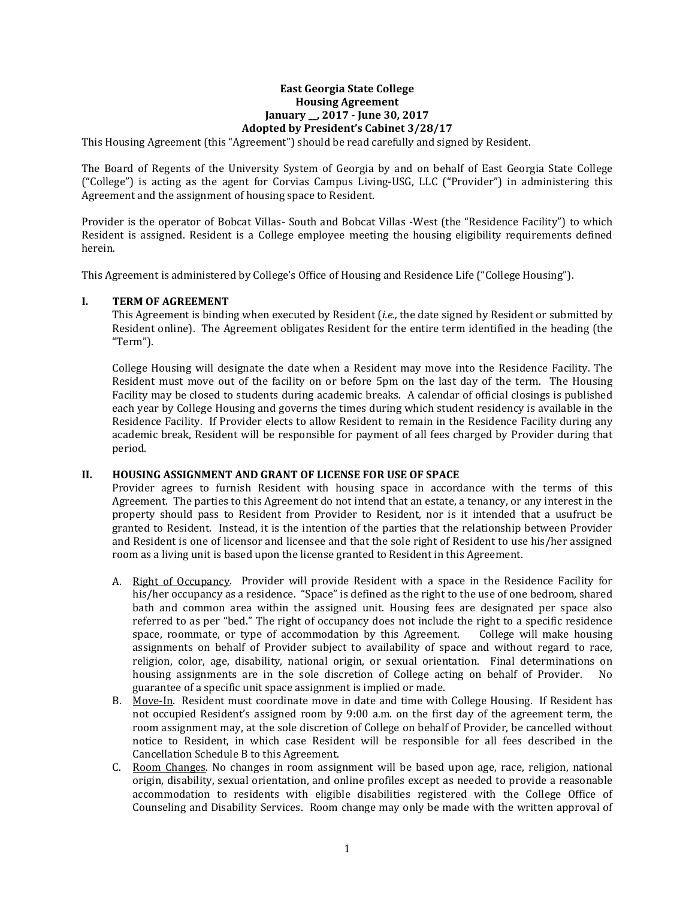**East Georgia State College**
**Housing Agreement**
**January __, 2017 - June 30, 2017**
**Adopted by President's Cabinet 3/28/17**

This Housing Agreement (this "Agreement") should be read carefully and signed by Resident.

The Board of Regents of the University System of Georgia by and on behalf of East Georgia State College ("College") is acting as the agent for Corvias Campus Living-USG, LLC ("Provider") in administering this Agreement and the assignment of housing space to Resident.

Provider is the operator of Bobcat Villas- South and Bobcat Villas -West (the "Residence Facility") to which Resident is assigned. Resident is a College employee meeting the housing eligibility requirements defined herein.

This Agreement is administered by College's Office of Housing and Residence Life ("College Housing").

## I. TERM OF AGREEMENT

This Agreement is binding when executed by Resident (*i.e.,* the date signed by Resident or submitted by Resident online). The Agreement obligates Resident for the entire term identified in the heading (the "Term").

College Housing will designate the date when a Resident may move into the Residence Facility. The Resident must move out of the facility on or before 5pm on the last day of the term. The Housing Facility may be closed to students during academic breaks. A calendar of official closings is published each year by College Housing and governs the times during which student residency is available in the Residence Facility. If Provider elects to allow Resident to remain in the Residence Facility during any academic break, Resident will be responsible for payment of all fees charged by Provider during that period.

## II. HOUSING ASSIGNMENT AND GRANT OF LICENSE FOR USE OF SPACE

Provider agrees to furnish Resident with housing space in accordance with the terms of this Agreement. The parties to this Agreement do not intend that an estate, a tenancy, or any interest in the property should pass to Resident from Provider to Resident, nor is it intended that a usufruct be granted to Resident. Instead, it is the intention of the parties that the relationship between Provider and Resident is one of licensor and licensee and that the sole right of Resident to use his/her assigned room as a living unit is based upon the license granted to Resident in this Agreement.

A. Right of Occupancy. Provider will provide Resident with a space in the Residence Facility for his/her occupancy as a residence. "Space" is defined as the right to the use of one bedroom, shared bath and common area within the assigned unit. Housing fees are designated per space also referred to as per "bed." The right of occupancy does not include the right to a specific residence space, roommate, or type of accommodation by this Agreement. College will make housing assignments on behalf of Provider subject to availability of space and without regard to race, religion, color, age, disability, national origin, or sexual orientation. Final determinations on housing assignments are in the sole discretion of College acting on behalf of Provider. No guarantee of a specific unit space assignment is implied or made.

B. Move-In. Resident must coordinate move in date and time with College Housing. If Resident has not occupied Resident's assigned room by 9:00 a.m. on the first day of the agreement term, the room assignment may, at the sole discretion of College on behalf of Provider, be cancelled without notice to Resident, in which case Resident will be responsible for all fees described in the Cancellation Schedule B to this Agreement.

C. Room Changes. No changes in room assignment will be based upon age, race, religion, national origin, disability, sexual orientation, and online profiles except as needed to provide a reasonable accommodation to residents with eligible disabilities registered with the College Office of Counseling and Disability Services. Room change may only be made with the written approval of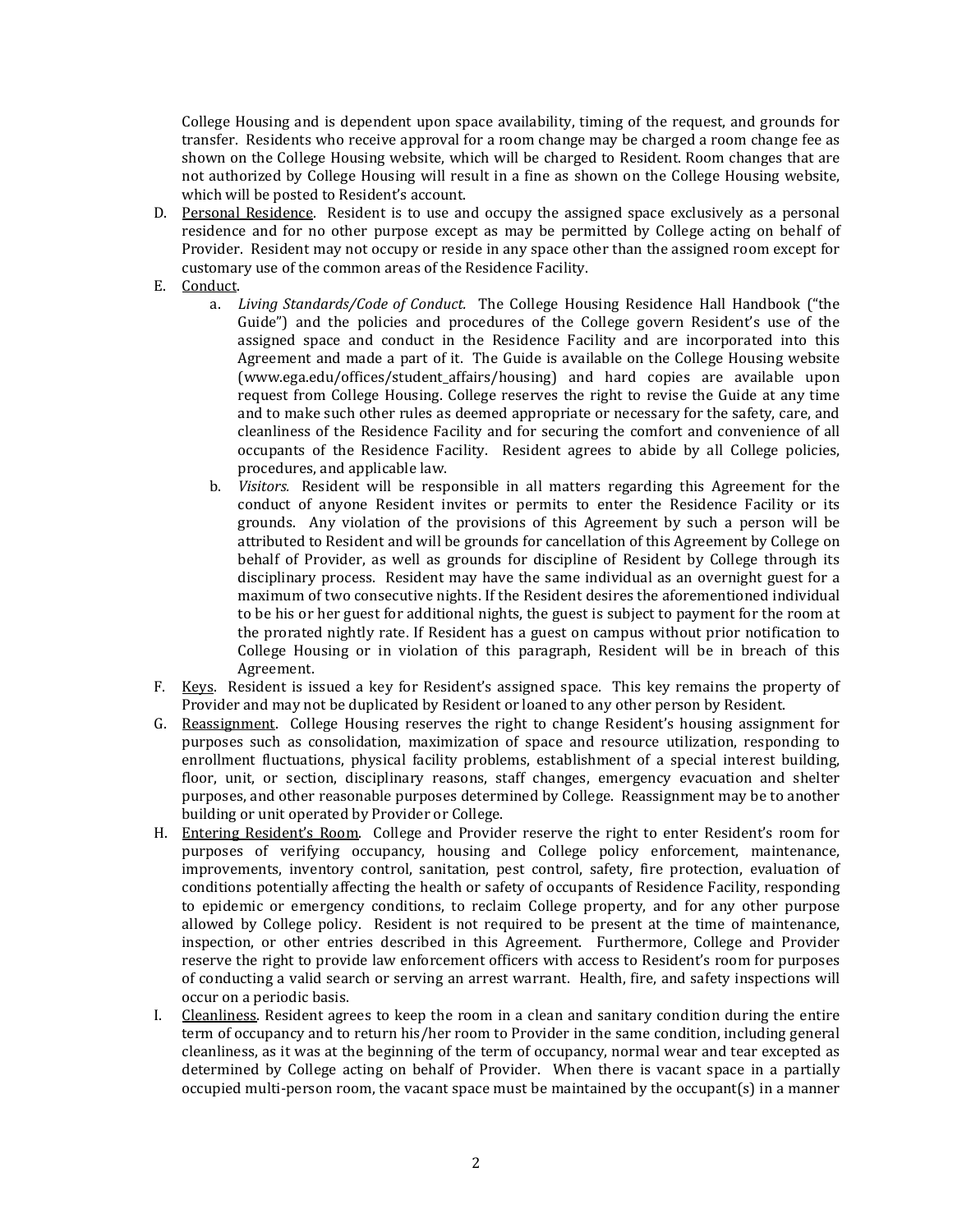College Housing and is dependent upon space availability, timing of the request, and grounds for transfer. Residents who receive approval for a room change may be charged a room change fee as shown on the College Housing website, which will be charged to Resident. Room changes that are not authorized by College Housing will result in a fine as shown on the College Housing website, which will be posted to Resident's account.

D. Personal Residence. Resident is to use and occupy the assigned space exclusively as a personal residence and for no other purpose except as may be permitted by College acting on behalf of Provider. Resident may not occupy or reside in any space other than the assigned room except for customary use of the common areas of the Residence Facility.

E. Conduct.

   a. *Living Standards/Code of Conduct.* The College Housing Residence Hall Handbook ("the Guide") and the policies and procedures of the College govern Resident's use of the assigned space and conduct in the Residence Facility and are incorporated into this Agreement and made a part of it. The Guide is available on the College Housing website (www.ega.edu/offices/student_affairs/housing) and hard copies are available upon request from College Housing. College reserves the right to revise the Guide at any time and to make such other rules as deemed appropriate or necessary for the safety, care, and cleanliness of the Residence Facility and for securing the comfort and convenience of all occupants of the Residence Facility. Resident agrees to abide by all College policies, procedures, and applicable law.

   b. *Visitors.* Resident will be responsible in all matters regarding this Agreement for the conduct of anyone Resident invites or permits to enter the Residence Facility or its grounds. Any violation of the provisions of this Agreement by such a person will be attributed to Resident and will be grounds for cancellation of this Agreement by College on behalf of Provider, as well as grounds for discipline of Resident by College through its disciplinary process. Resident may have the same individual as an overnight guest for a maximum of two consecutive nights. If the Resident desires the aforementioned individual to be his or her guest for additional nights, the guest is subject to payment for the room at the prorated nightly rate. If Resident has a guest on campus without prior notification to College Housing or in violation of this paragraph, Resident will be in breach of this Agreement.

F. Keys. Resident is issued a key for Resident's assigned space. This key remains the property of Provider and may not be duplicated by Resident or loaned to any other person by Resident.

G. Reassignment. College Housing reserves the right to change Resident's housing assignment for purposes such as consolidation, maximization of space and resource utilization, responding to enrollment fluctuations, physical facility problems, establishment of a special interest building, floor, unit, or section, disciplinary reasons, staff changes, emergency evacuation and shelter purposes, and other reasonable purposes determined by College. Reassignment may be to another building or unit operated by Provider or College.

H. Entering Resident's Room. College and Provider reserve the right to enter Resident's room for purposes of verifying occupancy, housing and College policy enforcement, maintenance, improvements, inventory control, sanitation, pest control, safety, fire protection, evaluation of conditions potentially affecting the health or safety of occupants of Residence Facility, responding to epidemic or emergency conditions, to reclaim College property, and for any other purpose allowed by College policy. Resident is not required to be present at the time of maintenance, inspection, or other entries described in this Agreement. Furthermore, College and Provider reserve the right to provide law enforcement officers with access to Resident's room for purposes of conducting a valid search or serving an arrest warrant. Health, fire, and safety inspections will occur on a periodic basis.

I. Cleanliness. Resident agrees to keep the room in a clean and sanitary condition during the entire term of occupancy and to return his/her room to Provider in the same condition, including general cleanliness, as it was at the beginning of the term of occupancy, normal wear and tear excepted as determined by College acting on behalf of Provider. When there is vacant space in a partially occupied multi-person room, the vacant space must be maintained by the occupant(s) in a manner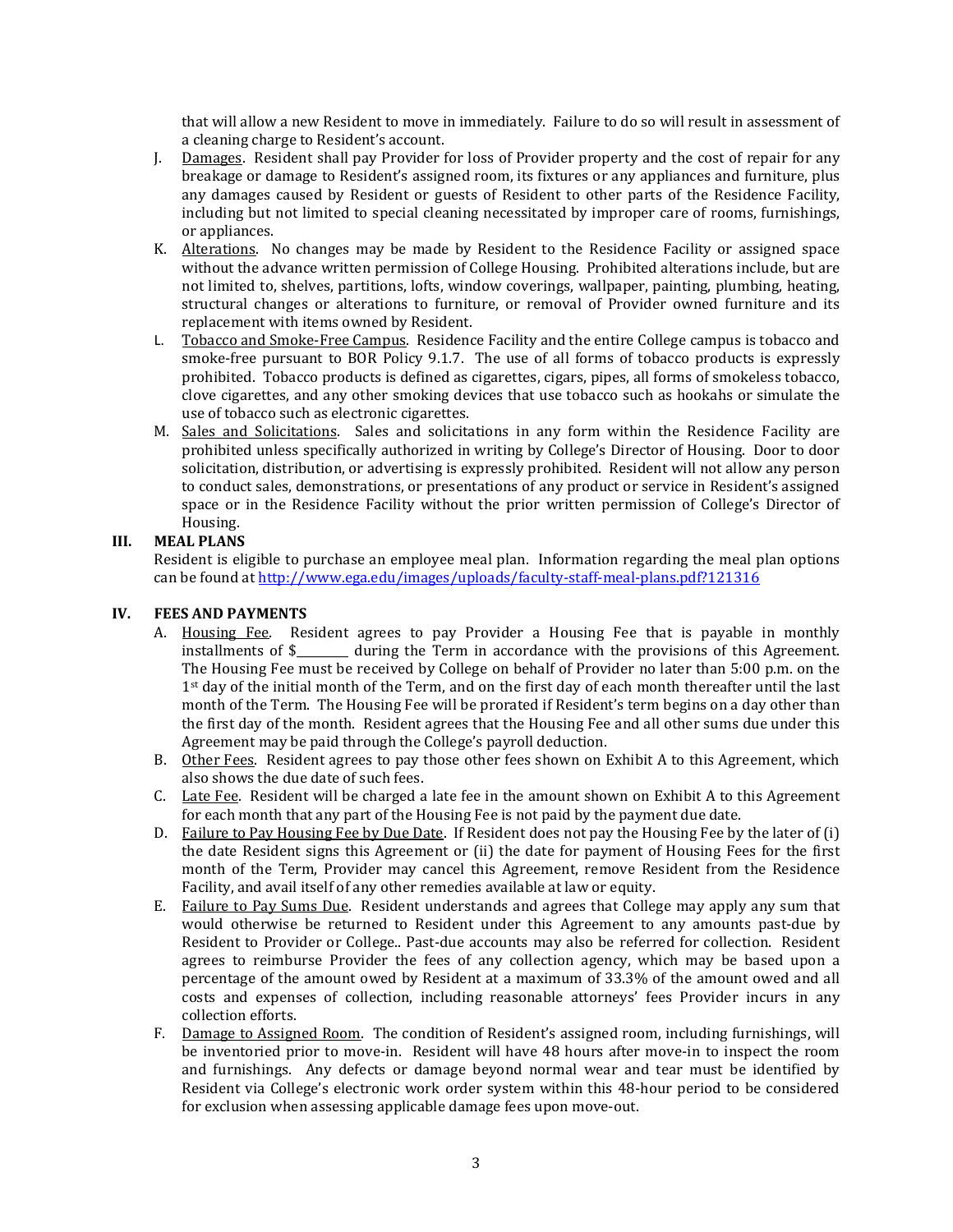that will allow a new Resident to move in immediately. Failure to do so will result in assessment of a cleaning charge to Resident's account.

J. Damages. Resident shall pay Provider for loss of Provider property and the cost of repair for any breakage or damage to Resident's assigned room, its fixtures or any appliances and furniture, plus any damages caused by Resident or guests of Resident to other parts of the Residence Facility, including but not limited to special cleaning necessitated by improper care of rooms, furnishings, or appliances.

K. Alterations. No changes may be made by Resident to the Residence Facility or assigned space without the advance written permission of College Housing. Prohibited alterations include, but are not limited to, shelves, partitions, lofts, window coverings, wallpaper, painting, plumbing, heating, structural changes or alterations to furniture, or removal of Provider owned furniture and its replacement with items owned by Resident.

L. Tobacco and Smoke-Free Campus. Residence Facility and the entire College campus is tobacco and smoke-free pursuant to BOR Policy 9.1.7. The use of all forms of tobacco products is expressly prohibited. Tobacco products is defined as cigarettes, cigars, pipes, all forms of smokeless tobacco, clove cigarettes, and any other smoking devices that use tobacco such as hookahs or simulate the use of tobacco such as electronic cigarettes.

M. Sales and Solicitations. Sales and solicitations in any form within the Residence Facility are prohibited unless specifically authorized in writing by College's Director of Housing. Door to door solicitation, distribution, or advertising is expressly prohibited. Resident will not allow any person to conduct sales, demonstrations, or presentations of any product or service in Resident's assigned space or in the Residence Facility without the prior written permission of College's Director of Housing.

## III. MEAL PLANS

Resident is eligible to purchase an employee meal plan. Information regarding the meal plan options can be found at http://www.ega.edu/images/uploads/faculty-staff-meal-plans.pdf?121316

## IV. FEES AND PAYMENTS

A. Housing Fee. Resident agrees to pay Provider a Housing Fee that is payable in monthly installments of $________ during the Term in accordance with the provisions of this Agreement. The Housing Fee must be received by College on behalf of Provider no later than 5:00 p.m. on the 1st day of the initial month of the Term, and on the first day of each month thereafter until the last month of the Term. The Housing Fee will be prorated if Resident's term begins on a day other than the first day of the month. Resident agrees that the Housing Fee and all other sums due under this Agreement may be paid through the College's payroll deduction.

B. Other Fees. Resident agrees to pay those other fees shown on Exhibit A to this Agreement, which also shows the due date of such fees.

C. Late Fee. Resident will be charged a late fee in the amount shown on Exhibit A to this Agreement for each month that any part of the Housing Fee is not paid by the payment due date.

D. Failure to Pay Housing Fee by Due Date. If Resident does not pay the Housing Fee by the later of (i) the date Resident signs this Agreement or (ii) the date for payment of Housing Fees for the first month of the Term, Provider may cancel this Agreement, remove Resident from the Residence Facility, and avail itself of any other remedies available at law or equity.

E. Failure to Pay Sums Due. Resident understands and agrees that College may apply any sum that would otherwise be returned to Resident under this Agreement to any amounts past-due by Resident to Provider or College.. Past-due accounts may also be referred for collection. Resident agrees to reimburse Provider the fees of any collection agency, which may be based upon a percentage of the amount owed by Resident at a maximum of 33.3% of the amount owed and all costs and expenses of collection, including reasonable attorneys' fees Provider incurs in any collection efforts.

F. Damage to Assigned Room. The condition of Resident's assigned room, including furnishings, will be inventoried prior to move-in. Resident will have 48 hours after move-in to inspect the room and furnishings. Any defects or damage beyond normal wear and tear must be identified by Resident via College's electronic work order system within this 48-hour period to be considered for exclusion when assessing applicable damage fees upon move-out.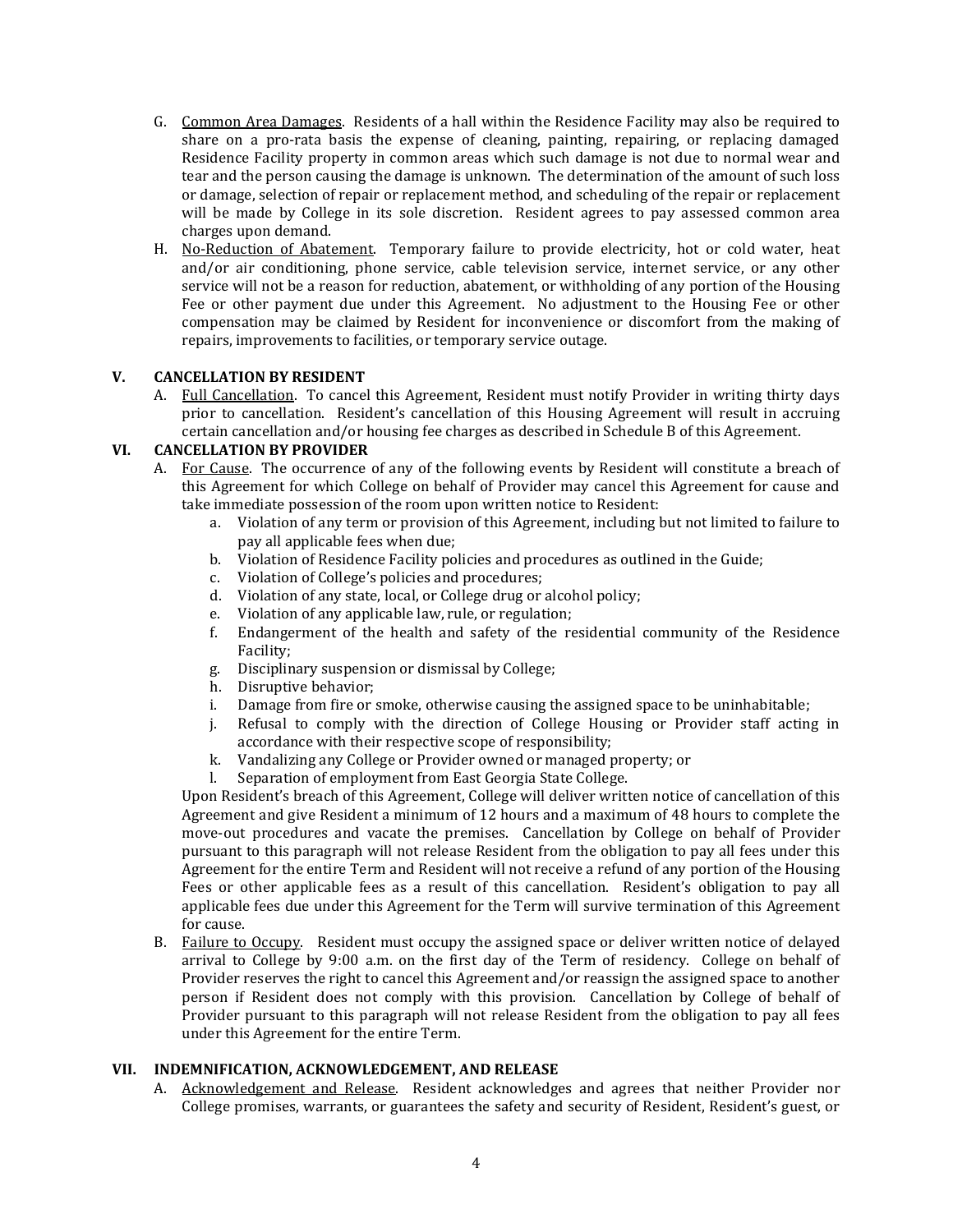G. Common Area Damages. Residents of a hall within the Residence Facility may also be required to share on a pro-rata basis the expense of cleaning, painting, repairing, or replacing damaged Residence Facility property in common areas which such damage is not due to normal wear and tear and the person causing the damage is unknown. The determination of the amount of such loss or damage, selection of repair or replacement method, and scheduling of the repair or replacement will be made by College in its sole discretion. Resident agrees to pay assessed common area charges upon demand.

H. No-Reduction of Abatement. Temporary failure to provide electricity, hot or cold water, heat and/or air conditioning, phone service, cable television service, internet service, or any other service will not be a reason for reduction, abatement, or withholding of any portion of the Housing Fee or other payment due under this Agreement. No adjustment to the Housing Fee or other compensation may be claimed by Resident for inconvenience or discomfort from the making of repairs, improvements to facilities, or temporary service outage.

## V. CANCELLATION BY RESIDENT

A. Full Cancellation. To cancel this Agreement, Resident must notify Provider in writing thirty days prior to cancellation. Resident's cancellation of this Housing Agreement will result in accruing certain cancellation and/or housing fee charges as described in Schedule B of this Agreement.

## VI. CANCELLATION BY PROVIDER

A. For Cause. The occurrence of any of the following events by Resident will constitute a breach of this Agreement for which College on behalf of Provider may cancel this Agreement for cause and take immediate possession of the room upon written notice to Resident:

a. Violation of any term or provision of this Agreement, including but not limited to failure to pay all applicable fees when due;
b. Violation of Residence Facility policies and procedures as outlined in the Guide;
c. Violation of College's policies and procedures;
d. Violation of any state, local, or College drug or alcohol policy;
e. Violation of any applicable law, rule, or regulation;
f. Endangerment of the health and safety of the residential community of the Residence Facility;
g. Disciplinary suspension or dismissal by College;
h. Disruptive behavior;
i. Damage from fire or smoke, otherwise causing the assigned space to be uninhabitable;
j. Refusal to comply with the direction of College Housing or Provider staff acting in accordance with their respective scope of responsibility;
k. Vandalizing any College or Provider owned or managed property; or
l. Separation of employment from East Georgia State College.

Upon Resident's breach of this Agreement, College will deliver written notice of cancellation of this Agreement and give Resident a minimum of 12 hours and a maximum of 48 hours to complete the move-out procedures and vacate the premises. Cancellation by College on behalf of Provider pursuant to this paragraph will not release Resident from the obligation to pay all fees under this Agreement for the entire Term and Resident will not receive a refund of any portion of the Housing Fees or other applicable fees as a result of this cancellation. Resident's obligation to pay all applicable fees due under this Agreement for the Term will survive termination of this Agreement for cause.

B. Failure to Occupy. Resident must occupy the assigned space or deliver written notice of delayed arrival to College by 9:00 a.m. on the first day of the Term of residency. College on behalf of Provider reserves the right to cancel this Agreement and/or reassign the assigned space to another person if Resident does not comply with this provision. Cancellation by College of behalf of Provider pursuant to this paragraph will not release Resident from the obligation to pay all fees under this Agreement for the entire Term.

## VII. INDEMNIFICATION, ACKNOWLEDGEMENT, AND RELEASE

A. Acknowledgement and Release. Resident acknowledges and agrees that neither Provider nor College promises, warrants, or guarantees the safety and security of Resident, Resident's guest, or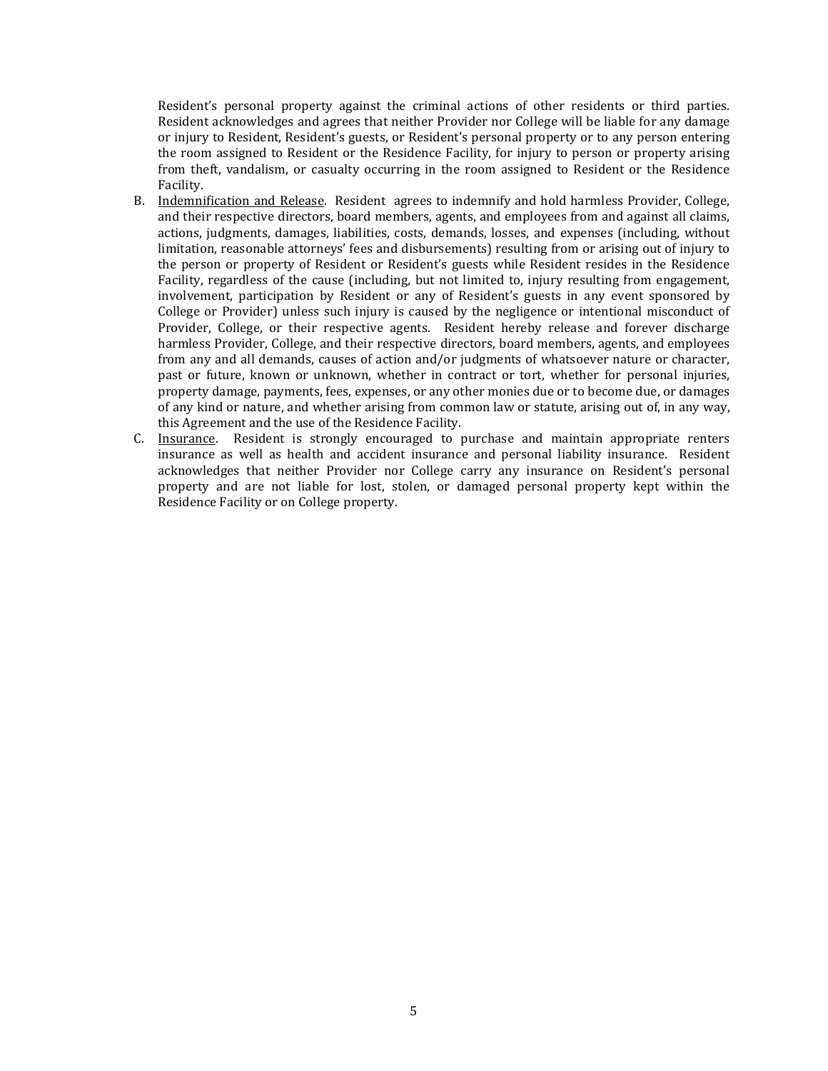Resident's personal property against the criminal actions of other residents or third parties. Resident acknowledges and agrees that neither Provider nor College will be liable for any damage or injury to Resident, Resident's guests, or Resident's personal property or to any person entering the room assigned to Resident or the Residence Facility, for injury to person or property arising from theft, vandalism, or casualty occurring in the room assigned to Resident or the Residence Facility.

B. Indemnification and Release. Resident agrees to indemnify and hold harmless Provider, College, and their respective directors, board members, agents, and employees from and against all claims, actions, judgments, damages, liabilities, costs, demands, losses, and expenses (including, without limitation, reasonable attorneys' fees and disbursements) resulting from or arising out of injury to the person or property of Resident or Resident's guests while Resident resides in the Residence Facility, regardless of the cause (including, but not limited to, injury resulting from engagement, involvement, participation by Resident or any of Resident's guests in any event sponsored by College or Provider) unless such injury is caused by the negligence or intentional misconduct of Provider, College, or their respective agents. Resident hereby release and forever discharge harmless Provider, College, and their respective directors, board members, agents, and employees from any and all demands, causes of action and/or judgments of whatsoever nature or character, past or future, known or unknown, whether in contract or tort, whether for personal injuries, property damage, payments, fees, expenses, or any other monies due or to become due, or damages of any kind or nature, and whether arising from common law or statute, arising out of, in any way, this Agreement and the use of the Residence Facility.

C. Insurance. Resident is strongly encouraged to purchase and maintain appropriate renters insurance as well as health and accident insurance and personal liability insurance. Resident acknowledges that neither Provider nor College carry any insurance on Resident's personal property and are not liable for lost, stolen, or damaged personal property kept within the Residence Facility or on College property.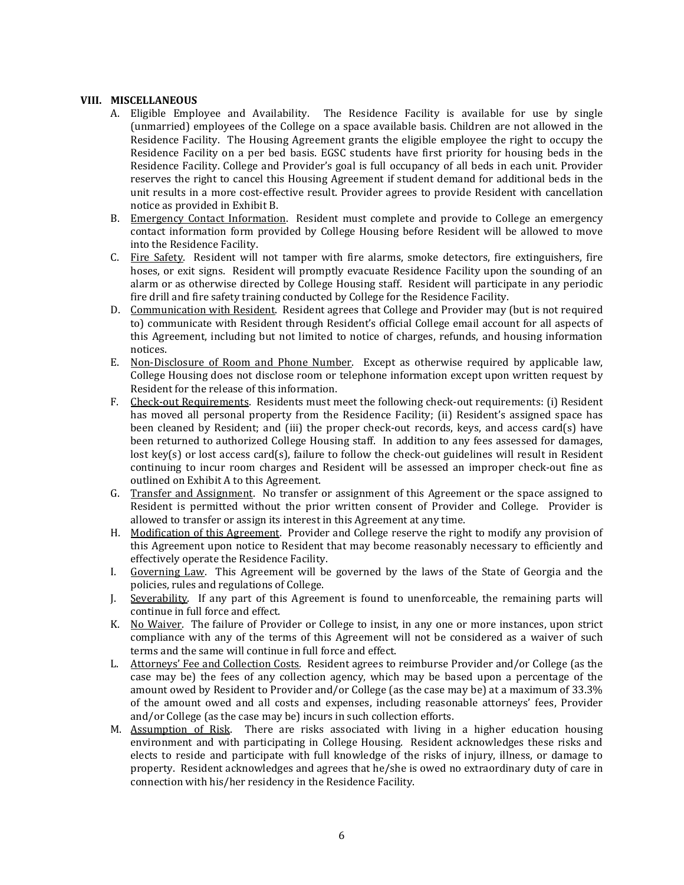## VIII. MISCELLANEOUS

A. Eligible Employee and Availability. The Residence Facility is available for use by single (unmarried) employees of the College on a space available basis. Children are not allowed in the Residence Facility. The Housing Agreement grants the eligible employee the right to occupy the Residence Facility on a per bed basis. EGSC students have first priority for housing beds in the Residence Facility. College and Provider's goal is full occupancy of all beds in each unit. Provider reserves the right to cancel this Housing Agreement if student demand for additional beds in the unit results in a more cost-effective result. Provider agrees to provide Resident with cancellation notice as provided in Exhibit B.

B. Emergency Contact Information. Resident must complete and provide to College an emergency contact information form provided by College Housing before Resident will be allowed to move into the Residence Facility.

C. Fire Safety. Resident will not tamper with fire alarms, smoke detectors, fire extinguishers, fire hoses, or exit signs. Resident will promptly evacuate Residence Facility upon the sounding of an alarm or as otherwise directed by College Housing staff. Resident will participate in any periodic fire drill and fire safety training conducted by College for the Residence Facility.

D. Communication with Resident. Resident agrees that College and Provider may (but is not required to) communicate with Resident through Resident's official College email account for all aspects of this Agreement, including but not limited to notice of charges, refunds, and housing information notices.

E. Non-Disclosure of Room and Phone Number. Except as otherwise required by applicable law, College Housing does not disclose room or telephone information except upon written request by Resident for the release of this information.

F. Check-out Requirements. Residents must meet the following check-out requirements: (i) Resident has moved all personal property from the Residence Facility; (ii) Resident's assigned space has been cleaned by Resident; and (iii) the proper check-out records, keys, and access card(s) have been returned to authorized College Housing staff. In addition to any fees assessed for damages, lost key(s) or lost access card(s), failure to follow the check-out guidelines will result in Resident continuing to incur room charges and Resident will be assessed an improper check-out fine as outlined on Exhibit A to this Agreement.

G. Transfer and Assignment. No transfer or assignment of this Agreement or the space assigned to Resident is permitted without the prior written consent of Provider and College. Provider is allowed to transfer or assign its interest in this Agreement at any time.

H. Modification of this Agreement. Provider and College reserve the right to modify any provision of this Agreement upon notice to Resident that may become reasonably necessary to efficiently and effectively operate the Residence Facility.

I. Governing Law. This Agreement will be governed by the laws of the State of Georgia and the policies, rules and regulations of College.

J. Severability. If any part of this Agreement is found to unenforceable, the remaining parts will continue in full force and effect.

K. No Waiver. The failure of Provider or College to insist, in any one or more instances, upon strict compliance with any of the terms of this Agreement will not be considered as a waiver of such terms and the same will continue in full force and effect.

L. Attorneys' Fee and Collection Costs. Resident agrees to reimburse Provider and/or College (as the case may be) the fees of any collection agency, which may be based upon a percentage of the amount owed by Resident to Provider and/or College (as the case may be) at a maximum of 33.3% of the amount owed and all costs and expenses, including reasonable attorneys' fees, Provider and/or College (as the case may be) incurs in such collection efforts.

M. Assumption of Risk. There are risks associated with living in a higher education housing environment and with participating in College Housing. Resident acknowledges these risks and elects to reside and participate with full knowledge of the risks of injury, illness, or damage to property. Resident acknowledges and agrees that he/she is owed no extraordinary duty of care in connection with his/her residency in the Residence Facility.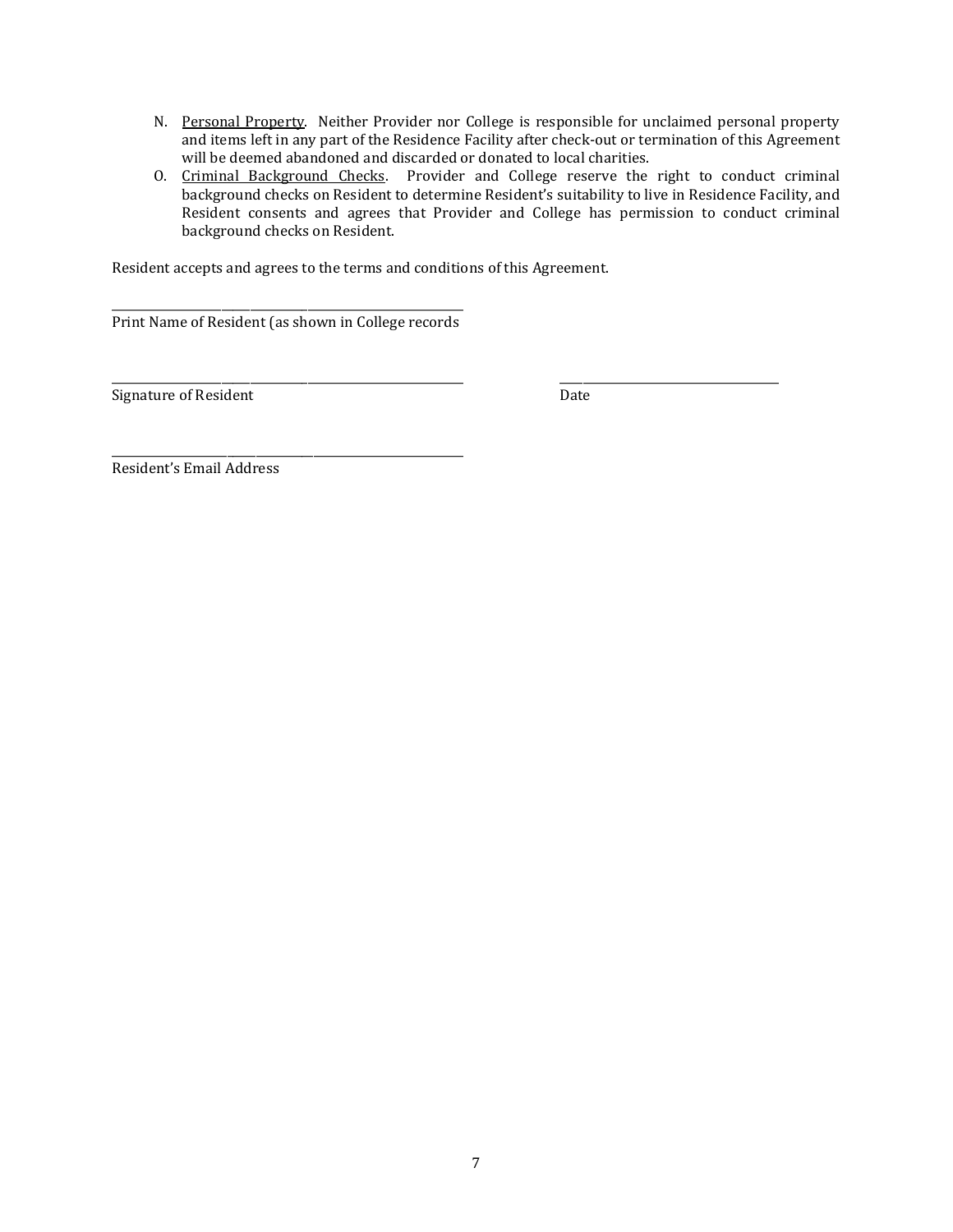N. <u>Personal Property</u>. Neither Provider nor College is responsible for unclaimed personal property and items left in any part of the Residence Facility after check-out or termination of this Agreement will be deemed abandoned and discarded or donated to local charities.

O. <u>Criminal Background Checks</u>. Provider and College reserve the right to conduct criminal background checks on Resident to determine Resident's suitability to live in Residence Facility, and Resident consents and agrees that Provider and College has permission to conduct criminal background checks on Resident.

Resident accepts and agrees to the terms and conditions of this Agreement.

\_\_\_\_\_\_\_\_\_\_\_\_\_\_\_\_\_\_\_\_\_\_\_\_\_\_\_\_\_\_\_\_\_\_\_\_\_\_\_\_\_\_\_\_
Print Name of Resident (as shown in College records

\_\_\_\_\_\_\_\_\_\_\_\_\_\_\_\_\_\_\_\_\_\_\_\_\_\_\_\_\_\_\_\_\_\_\_\_\_\_\_\_\_\_\_\_ \_\_\_\_\_\_\_\_\_\_\_\_\_\_\_\_\_\_\_\_\_\_\_\_\_\_\_\_
Signature of Resident Date

\_\_\_\_\_\_\_\_\_\_\_\_\_\_\_\_\_\_\_\_\_\_\_\_\_\_\_\_\_\_\_\_\_\_\_\_\_\_\_\_\_\_\_\_
Resident's Email Address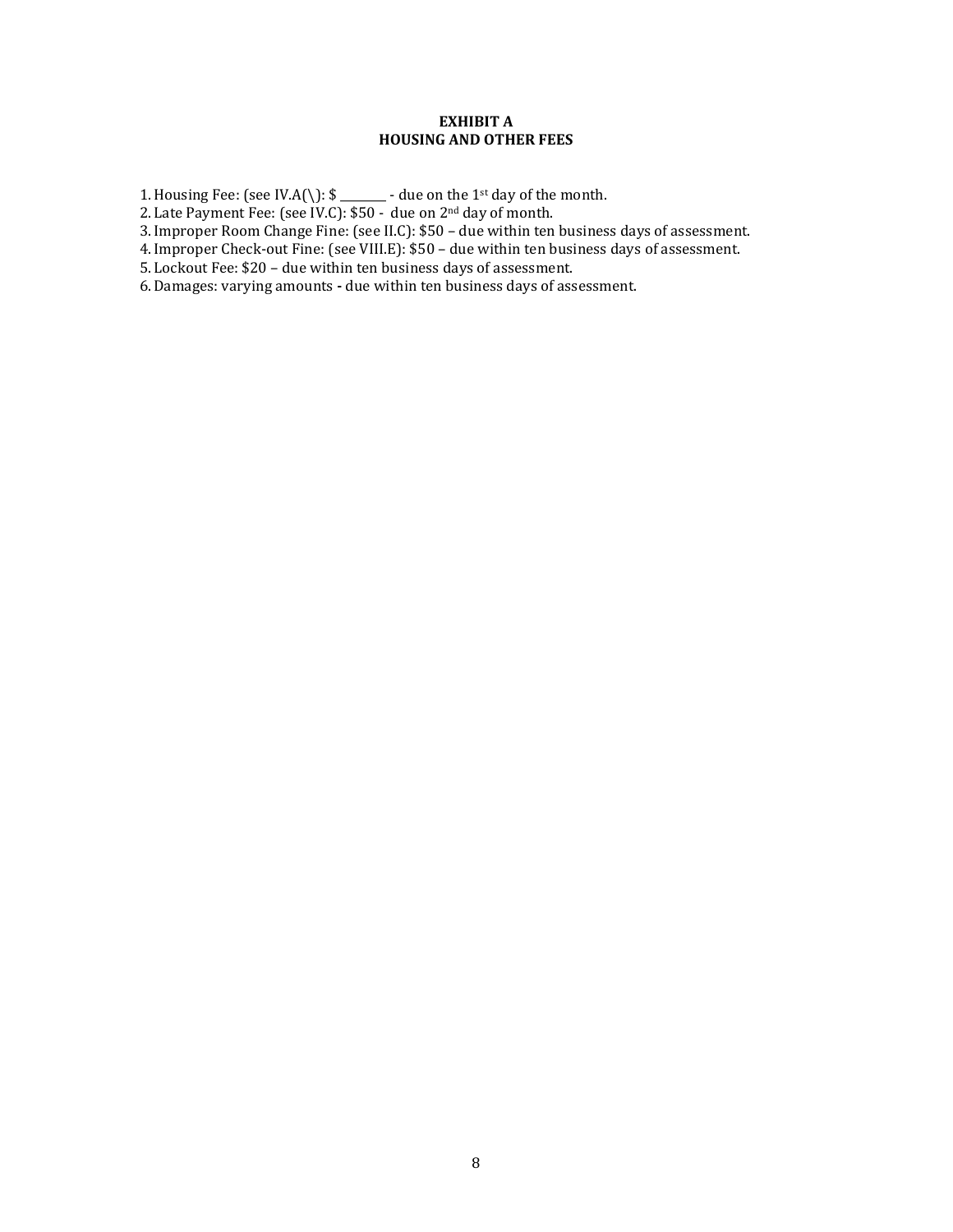# EXHIBIT A
## HOUSING AND OTHER FEES

1. Housing Fee: (see IV.A(\): $ ________ - due on the 1st day of the month.
2. Late Payment Fee: (see IV.C): $50 - due on 2nd day of month.
3. Improper Room Change Fine: (see II.C): $50 – due within ten business days of assessment.
4. Improper Check-out Fine: (see VIII.E): $50 – due within ten business days of assessment.
5. Lockout Fee: $20 – due within ten business days of assessment.
6. Damages: varying amounts **-** due within ten business days of assessment.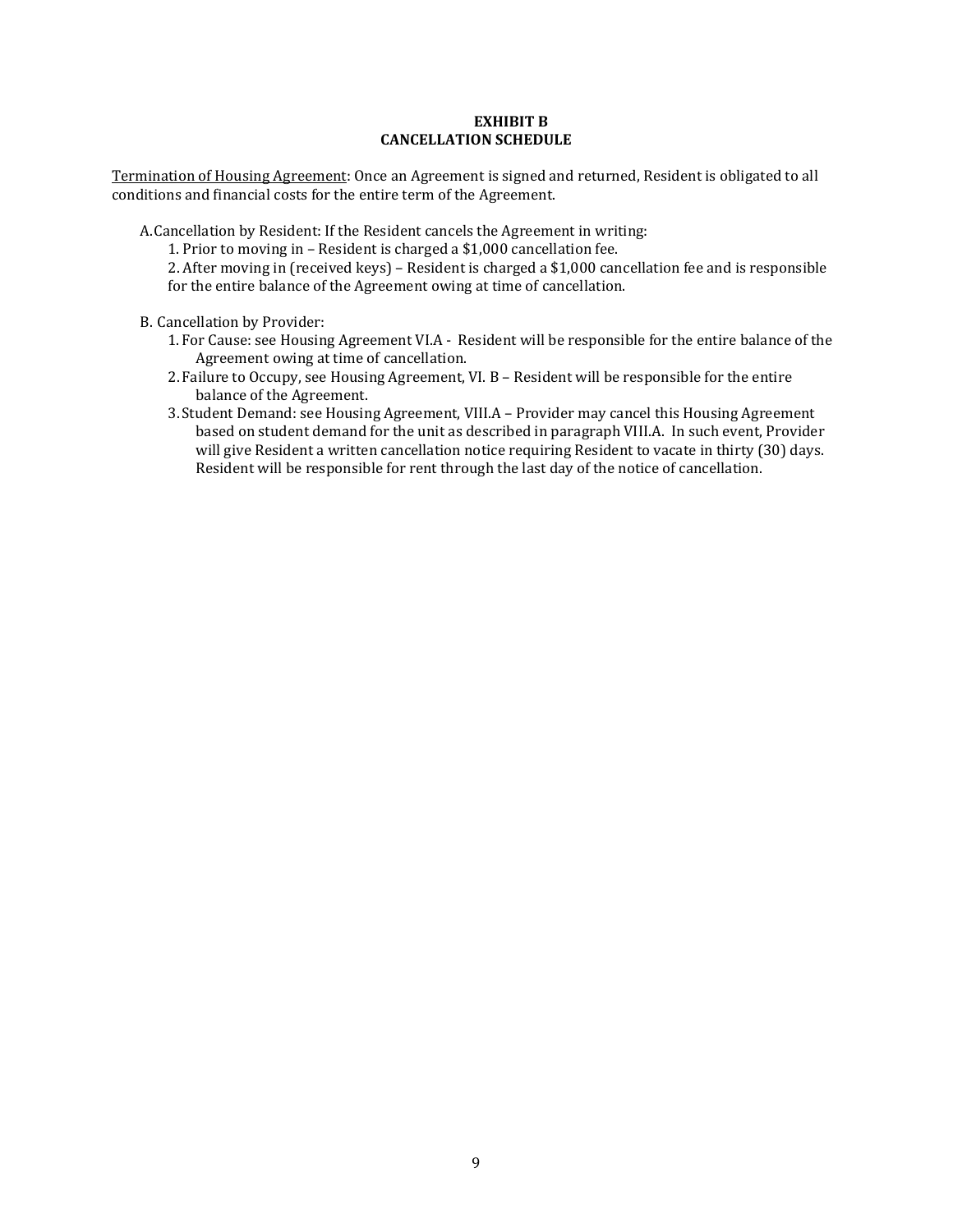## EXHIBIT B
## CANCELLATION SCHEDULE

<u>Termination of Housing Agreement</u>: Once an Agreement is signed and returned, Resident is obligated to all conditions and financial costs for the entire term of the Agreement.

A. Cancellation by Resident: If the Resident cancels the Agreement in writing:

1. Prior to moving in – Resident is charged a $1,000 cancellation fee.
2. After moving in (received keys) – Resident is charged a $1,000 cancellation fee and is responsible for the entire balance of the Agreement owing at time of cancellation.

B. Cancellation by Provider:

1. For Cause: see Housing Agreement VI.A - Resident will be responsible for the entire balance of the Agreement owing at time of cancellation.
2. Failure to Occupy, see Housing Agreement, VI. B – Resident will be responsible for the entire balance of the Agreement.
3. Student Demand: see Housing Agreement, VIII.A – Provider may cancel this Housing Agreement based on student demand for the unit as described in paragraph VIII.A. In such event, Provider will give Resident a written cancellation notice requiring Resident to vacate in thirty (30) days. Resident will be responsible for rent through the last day of the notice of cancellation.